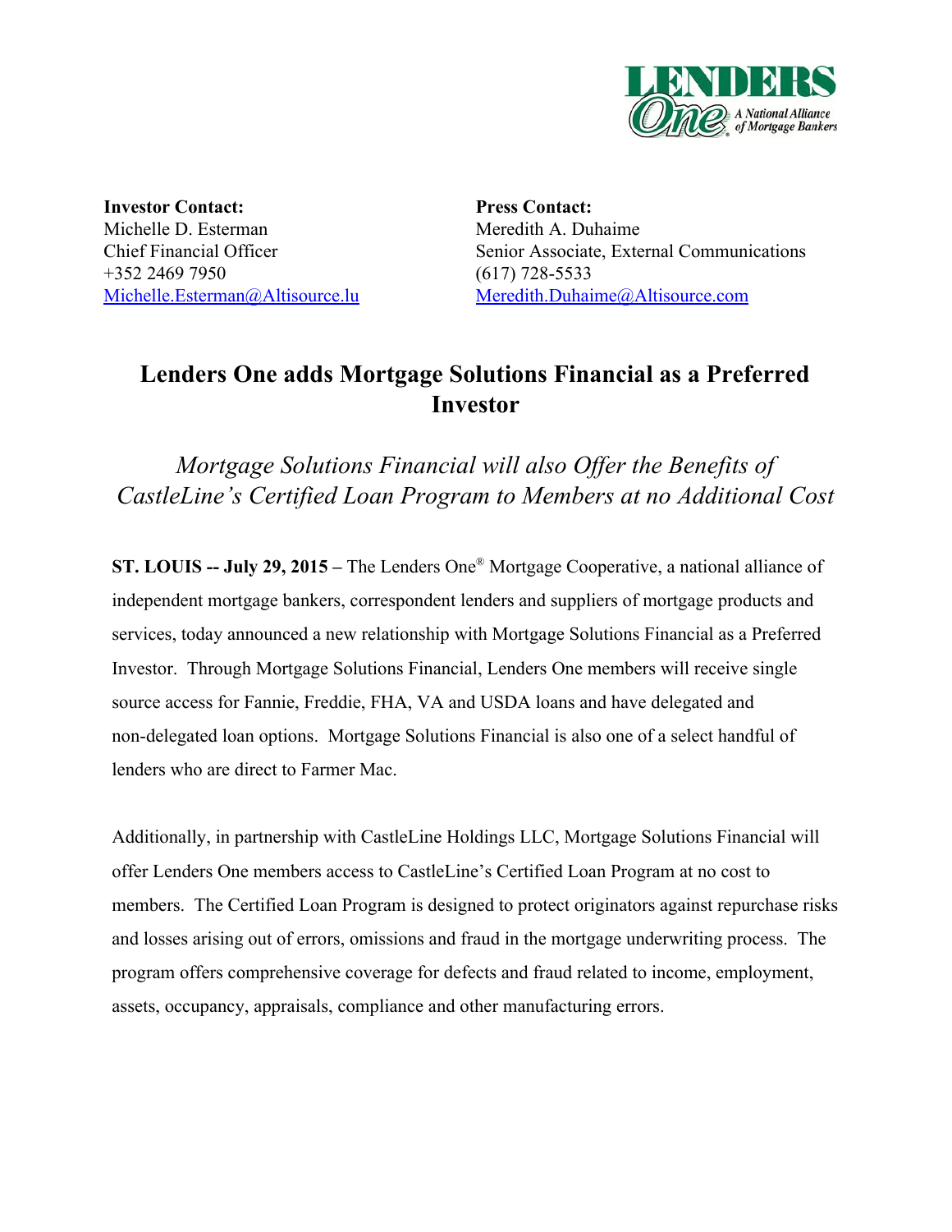**Investor Contact:**
Michelle D. Esterman
Chief Financial Officer
+352 2469 7950
Michelle.Esterman@Altisource.lu

**Press Contact:**
Meredith A. Duhaime
Senior Associate, External Communications
(617) 728-5533
Meredith.Duhaime@Altisource.com

# Lenders One adds Mortgage Solutions Financial as a Preferred Investor

*Mortgage Solutions Financial will also Offer the Benefits of CastleLine's Certified Loan Program to Members at no Additional Cost*

**ST. LOUIS -- July 29, 2015 –** The Lenders One® Mortgage Cooperative, a national alliance of independent mortgage bankers, correspondent lenders and suppliers of mortgage products and services, today announced a new relationship with Mortgage Solutions Financial as a Preferred Investor. Through Mortgage Solutions Financial, Lenders One members will receive single source access for Fannie, Freddie, FHA, VA and USDA loans and have delegated and non-delegated loan options. Mortgage Solutions Financial is also one of a select handful of lenders who are direct to Farmer Mac.

Additionally, in partnership with CastleLine Holdings LLC, Mortgage Solutions Financial will offer Lenders One members access to CastleLine's Certified Loan Program at no cost to members. The Certified Loan Program is designed to protect originators against repurchase risks and losses arising out of errors, omissions and fraud in the mortgage underwriting process. The program offers comprehensive coverage for defects and fraud related to income, employment, assets, occupancy, appraisals, compliance and other manufacturing errors.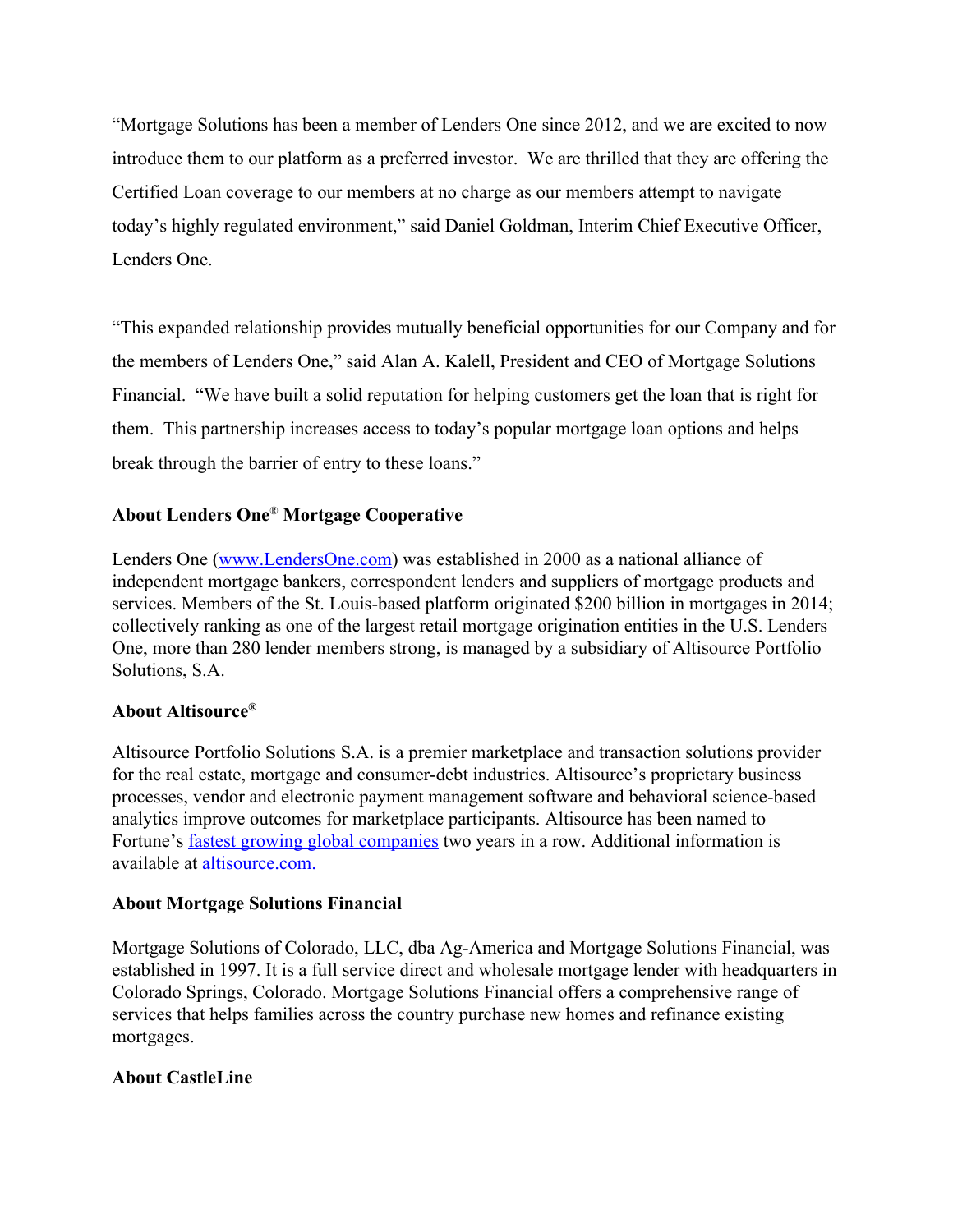"Mortgage Solutions has been a member of Lenders One since 2012, and we are excited to now introduce them to our platform as a preferred investor. We are thrilled that they are offering the Certified Loan coverage to our members at no charge as our members attempt to navigate today's highly regulated environment," said Daniel Goldman, Interim Chief Executive Officer, Lenders One.

"This expanded relationship provides mutually beneficial opportunities for our Company and for the members of Lenders One," said Alan A. Kalell, President and CEO of Mortgage Solutions Financial. "We have built a solid reputation for helping customers get the loan that is right for them. This partnership increases access to today's popular mortgage loan options and helps break through the barrier of entry to these loans."

**About Lenders One® Mortgage Cooperative**

Lenders One ([www.LendersOne.com](www.LendersOne.com)) was established in 2000 as a national alliance of independent mortgage bankers, correspondent lenders and suppliers of mortgage products and services. Members of the St. Louis-based platform originated $200 billion in mortgages in 2014; collectively ranking as one of the largest retail mortgage origination entities in the U.S. Lenders One, more than 280 lender members strong, is managed by a subsidiary of Altisource Portfolio Solutions, S.A.

**About Altisource®**

Altisource Portfolio Solutions S.A. is a premier marketplace and transaction solutions provider for the real estate, mortgage and consumer-debt industries. Altisource's proprietary business processes, vendor and electronic payment management software and behavioral science-based analytics improve outcomes for marketplace participants. Altisource has been named to Fortune's fastest growing global companies two years in a row. Additional information is available at altisource.com.

**About Mortgage Solutions Financial**

Mortgage Solutions of Colorado, LLC, dba Ag-America and Mortgage Solutions Financial, was established in 1997. It is a full service direct and wholesale mortgage lender with headquarters in Colorado Springs, Colorado. Mortgage Solutions Financial offers a comprehensive range of services that helps families across the country purchase new homes and refinance existing mortgages.

**About CastleLine**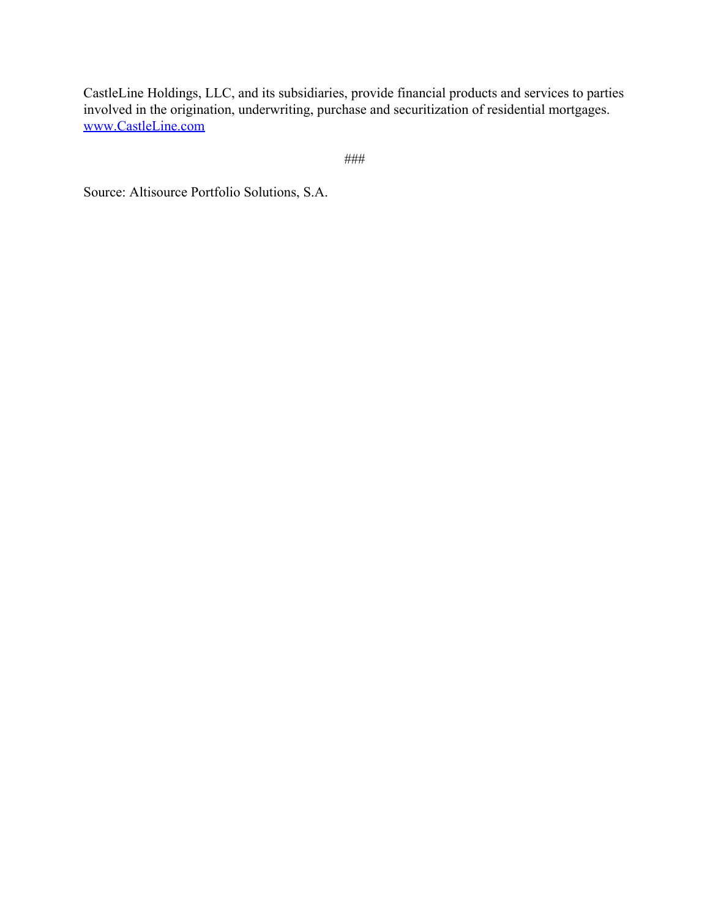CastleLine Holdings, LLC, and its subsidiaries, provide financial products and services to parties involved in the origination, underwriting, purchase and securitization of residential mortgages. www.CastleLine.com

###

Source: Altisource Portfolio Solutions, S.A.